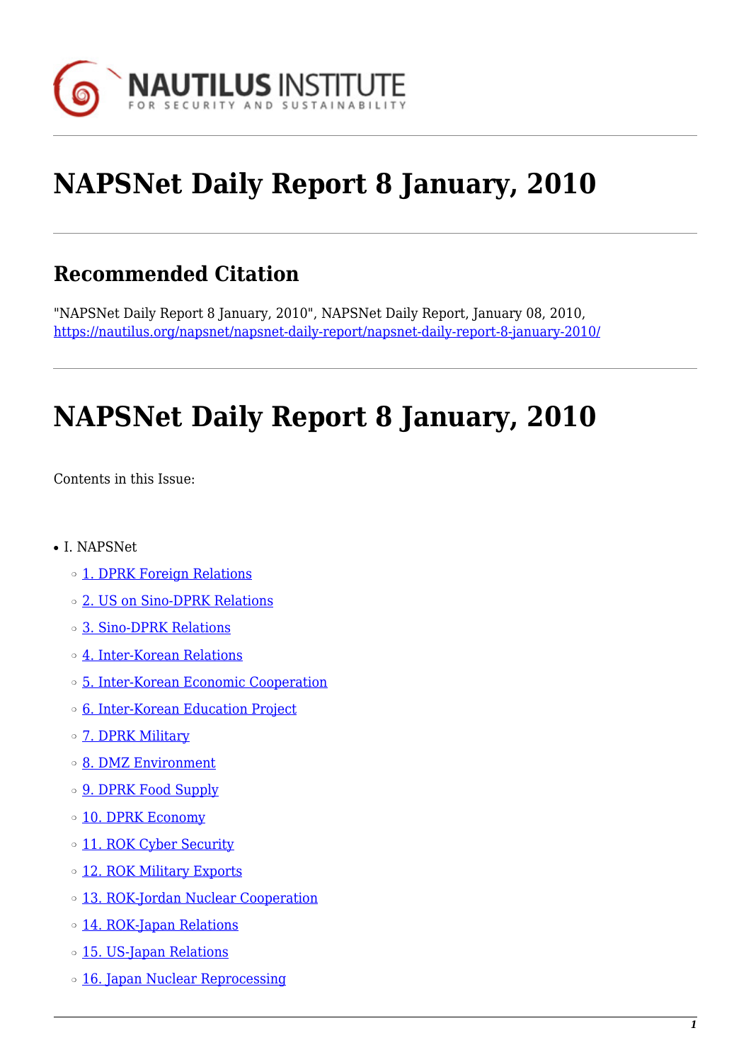# NAPSNet Daily Report 8 January, 2010

## Recommended Citation

"NAPSNet Daily Report 8 January, 2010", NAPSNet Daily Report, January 08, 2010, https://nautilus.org/napsnet/napsnet-daily-report/napsnet-daily-report-8-january-2010/

# NAPSNet Daily Report 8 January, 2010

Contents in this Issue:

- I. NAPSNet
  - 1. DPRK Foreign Relations
  - 2. US on Sino-DPRK Relations
  - 3. Sino-DPRK Relations
  - 4. Inter-Korean Relations
  - 5. Inter-Korean Economic Cooperation
  - 6. Inter-Korean Education Project
  - 7. DPRK Military
  - 8. DMZ Environment
  - 9. DPRK Food Supply
  - 10. DPRK Economy
  - 11. ROK Cyber Security
  - 12. ROK Military Exports
  - 13. ROK-Jordan Nuclear Cooperation
  - 14. ROK-Japan Relations
  - 15. US-Japan Relations
  - 16. Japan Nuclear Reprocessing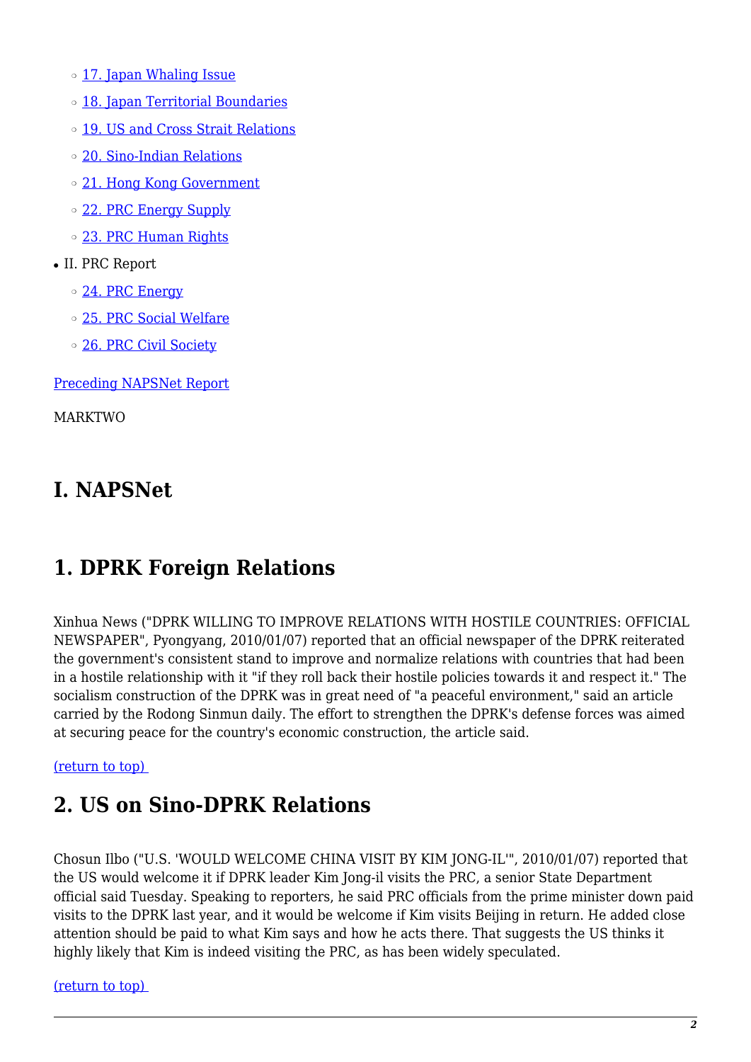- 17. Japan Whaling Issue
- 18. Japan Territorial Boundaries
- 19. US and Cross Strait Relations
- 20. Sino-Indian Relations
- 21. Hong Kong Government
- 22. PRC Energy Supply
- 23. PRC Human Rights

- II. PRC Report
  - 24. PRC Energy
  - 25. PRC Social Welfare
  - 26. PRC Civil Society

Preceding NAPSNet Report

MARKTWO

# I. NAPSNet

## 1. DPRK Foreign Relations

Xinhua News ("DPRK WILLING TO IMPROVE RELATIONS WITH HOSTILE COUNTRIES: OFFICIAL NEWSPAPER", Pyongyang, 2010/01/07) reported that an official newspaper of the DPRK reiterated the government's consistent stand to improve and normalize relations with countries that had been in a hostile relationship with it "if they roll back their hostile policies towards it and respect it." The socialism construction of the DPRK was in great need of "a peaceful environment," said an article carried by the Rodong Sinmun daily. The effort to strengthen the DPRK's defense forces was aimed at securing peace for the country's economic construction, the article said.

(return to top)

## 2. US on Sino-DPRK Relations

Chosun Ilbo ("U.S. 'WOULD WELCOME CHINA VISIT BY KIM JONG-IL'", 2010/01/07) reported that the US would welcome it if DPRK leader Kim Jong-il visits the PRC, a senior State Department official said Tuesday. Speaking to reporters, he said PRC officials from the prime minister down paid visits to the DPRK last year, and it would be welcome if Kim visits Beijing in return. He added close attention should be paid to what Kim says and how he acts there. That suggests the US thinks it highly likely that Kim is indeed visiting the PRC, as has been widely speculated.

(return to top)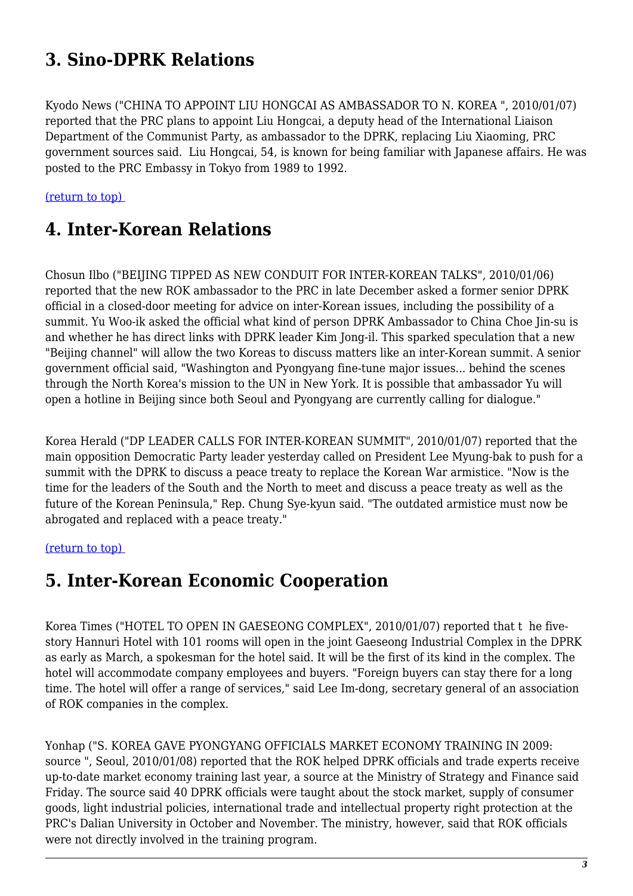## 3. Sino-DPRK Relations

Kyodo News ("CHINA TO APPOINT LIU HONGCAI AS AMBASSADOR TO N. KOREA ", 2010/01/07) reported that the PRC plans to appoint Liu Hongcai, a deputy head of the International Liaison Department of the Communist Party, as ambassador to the DPRK, replacing Liu Xiaoming, PRC government sources said. Liu Hongcai, 54, is known for being familiar with Japanese affairs. He was posted to the PRC Embassy in Tokyo from 1989 to 1992.

(return to top)

## 4. Inter-Korean Relations

Chosun Ilbo ("BEIJING TIPPED AS NEW CONDUIT FOR INTER-KOREAN TALKS", 2010/01/06) reported that the new ROK ambassador to the PRC in late December asked a former senior DPRK official in a closed-door meeting for advice on inter-Korean issues, including the possibility of a summit. Yu Woo-ik asked the official what kind of person DPRK Ambassador to China Choe Jin-su is and whether he has direct links with DPRK leader Kim Jong-il. This sparked speculation that a new "Beijing channel" will allow the two Koreas to discuss matters like an inter-Korean summit. A senior government official said, "Washington and Pyongyang fine-tune major issues... behind the scenes through the North Korea's mission to the UN in New York. It is possible that ambassador Yu will open a hotline in Beijing since both Seoul and Pyongyang are currently calling for dialogue."

Korea Herald ("DP LEADER CALLS FOR INTER-KOREAN SUMMIT", 2010/01/07) reported that the main opposition Democratic Party leader yesterday called on President Lee Myung-bak to push for a summit with the DPRK to discuss a peace treaty to replace the Korean War armistice. "Now is the time for the leaders of the South and the North to meet and discuss a peace treaty as well as the future of the Korean Peninsula," Rep. Chung Sye-kyun said. "The outdated armistice must now be abrogated and replaced with a peace treaty."

(return to top)

## 5. Inter-Korean Economic Cooperation

Korea Times ("HOTEL TO OPEN IN GAESEONG COMPLEX", 2010/01/07) reported that t he five-story Hannuri Hotel with 101 rooms will open in the joint Gaeseong Industrial Complex in the DPRK as early as March, a spokesman for the hotel said. It will be the first of its kind in the complex. The hotel will accommodate company employees and buyers. "Foreign buyers can stay there for a long time. The hotel will offer a range of services," said Lee Im-dong, secretary general of an association of ROK companies in the complex.

Yonhap ("S. KOREA GAVE PYONGYANG OFFICIALS MARKET ECONOMY TRAINING IN 2009: source ", Seoul, 2010/01/08) reported that the ROK helped DPRK officials and trade experts receive up-to-date market economy training last year, a source at the Ministry of Strategy and Finance said Friday. The source said 40 DPRK officials were taught about the stock market, supply of consumer goods, light industrial policies, international trade and intellectual property right protection at the PRC's Dalian University in October and November. The ministry, however, said that ROK officials were not directly involved in the training program.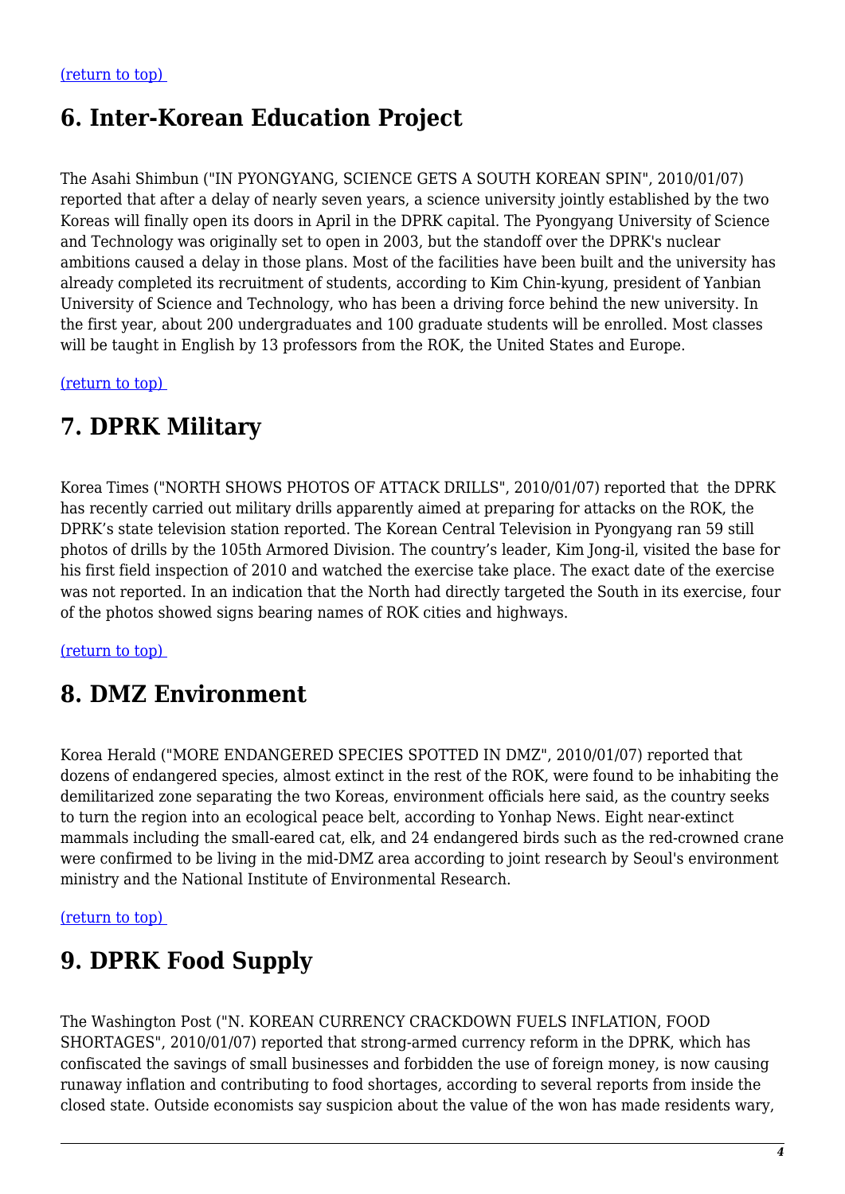(return to top)

## 6. Inter-Korean Education Project

The Asahi Shimbun ("IN PYONGYANG, SCIENCE GETS A SOUTH KOREAN SPIN", 2010/01/07) reported that after a delay of nearly seven years, a science university jointly established by the two Koreas will finally open its doors in April in the DPRK capital. The Pyongyang University of Science and Technology was originally set to open in 2003, but the standoff over the DPRK's nuclear ambitions caused a delay in those plans. Most of the facilities have been built and the university has already completed its recruitment of students, according to Kim Chin-kyung, president of Yanbian University of Science and Technology, who has been a driving force behind the new university. In the first year, about 200 undergraduates and 100 graduate students will be enrolled. Most classes will be taught in English by 13 professors from the ROK, the United States and Europe.

(return to top)

## 7. DPRK Military

Korea Times ("NORTH SHOWS PHOTOS OF ATTACK DRILLS", 2010/01/07) reported that the DPRK has recently carried out military drills apparently aimed at preparing for attacks on the ROK, the DPRK's state television station reported. The Korean Central Television in Pyongyang ran 59 still photos of drills by the 105th Armored Division. The country's leader, Kim Jong-il, visited the base for his first field inspection of 2010 and watched the exercise take place. The exact date of the exercise was not reported. In an indication that the North had directly targeted the South in its exercise, four of the photos showed signs bearing names of ROK cities and highways.

(return to top)

## 8. DMZ Environment

Korea Herald ("MORE ENDANGERED SPECIES SPOTTED IN DMZ", 2010/01/07) reported that dozens of endangered species, almost extinct in the rest of the ROK, were found to be inhabiting the demilitarized zone separating the two Koreas, environment officials here said, as the country seeks to turn the region into an ecological peace belt, according to Yonhap News. Eight near-extinct mammals including the small-eared cat, elk, and 24 endangered birds such as the red-crowned crane were confirmed to be living in the mid-DMZ area according to joint research by Seoul's environment ministry and the National Institute of Environmental Research.

(return to top)

## 9. DPRK Food Supply

The Washington Post ("N. KOREAN CURRENCY CRACKDOWN FUELS INFLATION, FOOD SHORTAGES", 2010/01/07) reported that strong-armed currency reform in the DPRK, which has confiscated the savings of small businesses and forbidden the use of foreign money, is now causing runaway inflation and contributing to food shortages, according to several reports from inside the closed state. Outside economists say suspicion about the value of the won has made residents wary,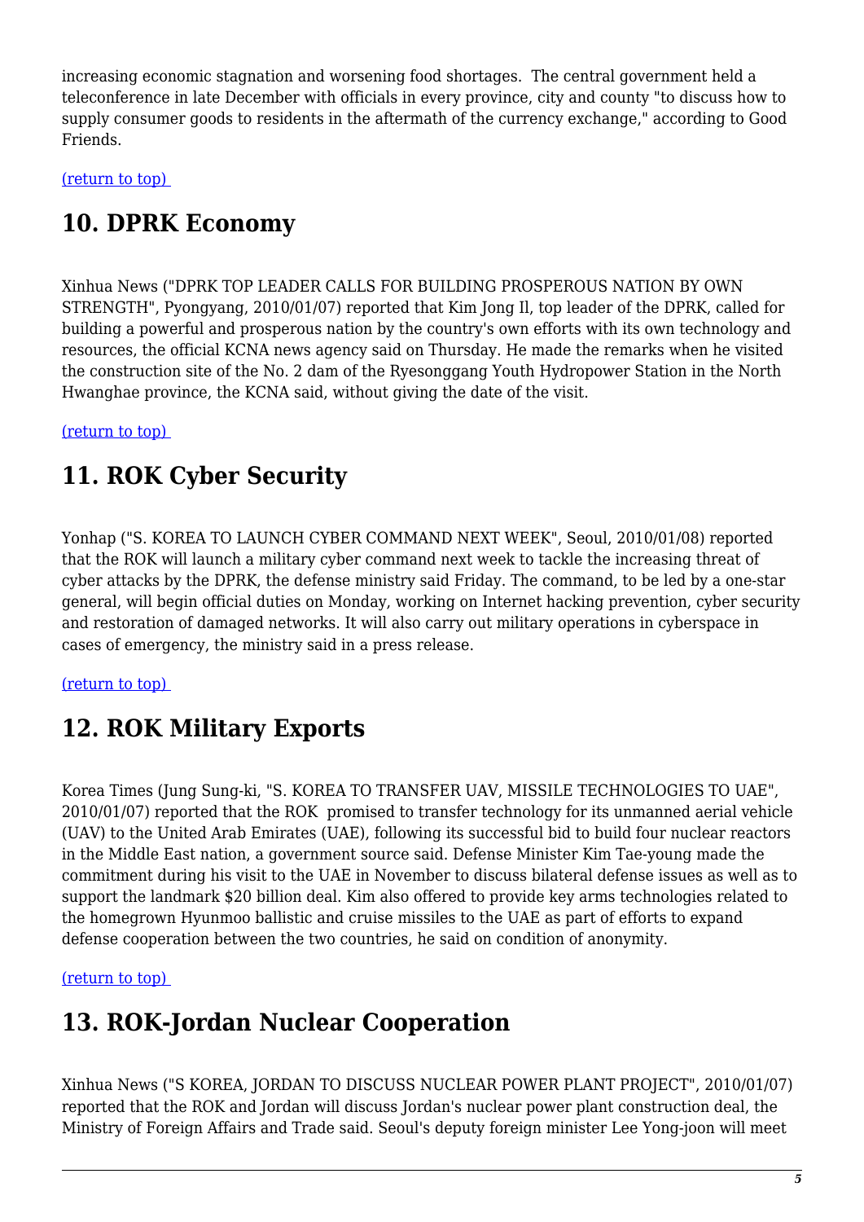increasing economic stagnation and worsening food shortages. The central government held a teleconference in late December with officials in every province, city and county "to discuss how to supply consumer goods to residents in the aftermath of the currency exchange," according to Good Friends.

(return to top)

## 10. DPRK Economy

Xinhua News ("DPRK TOP LEADER CALLS FOR BUILDING PROSPEROUS NATION BY OWN STRENGTH", Pyongyang, 2010/01/07) reported that Kim Jong Il, top leader of the DPRK, called for building a powerful and prosperous nation by the country's own efforts with its own technology and resources, the official KCNA news agency said on Thursday. He made the remarks when he visited the construction site of the No. 2 dam of the Ryesonggang Youth Hydropower Station in the North Hwanghae province, the KCNA said, without giving the date of the visit.

(return to top)

## 11. ROK Cyber Security

Yonhap ("S. KOREA TO LAUNCH CYBER COMMAND NEXT WEEK", Seoul, 2010/01/08) reported that the ROK will launch a military cyber command next week to tackle the increasing threat of cyber attacks by the DPRK, the defense ministry said Friday. The command, to be led by a one-star general, will begin official duties on Monday, working on Internet hacking prevention, cyber security and restoration of damaged networks. It will also carry out military operations in cyberspace in cases of emergency, the ministry said in a press release.

(return to top)

## 12. ROK Military Exports

Korea Times (Jung Sung-ki, "S. KOREA TO TRANSFER UAV, MISSILE TECHNOLOGIES TO UAE", 2010/01/07) reported that the ROK promised to transfer technology for its unmanned aerial vehicle (UAV) to the United Arab Emirates (UAE), following its successful bid to build four nuclear reactors in the Middle East nation, a government source said. Defense Minister Kim Tae-young made the commitment during his visit to the UAE in November to discuss bilateral defense issues as well as to support the landmark $20 billion deal. Kim also offered to provide key arms technologies related to the homegrown Hyunmoo ballistic and cruise missiles to the UAE as part of efforts to expand defense cooperation between the two countries, he said on condition of anonymity.

(return to top)

## 13. ROK-Jordan Nuclear Cooperation

Xinhua News ("S KOREA, JORDAN TO DISCUSS NUCLEAR POWER PLANT PROJECT", 2010/01/07) reported that the ROK and Jordan will discuss Jordan's nuclear power plant construction deal, the Ministry of Foreign Affairs and Trade said. Seoul's deputy foreign minister Lee Yong-joon will meet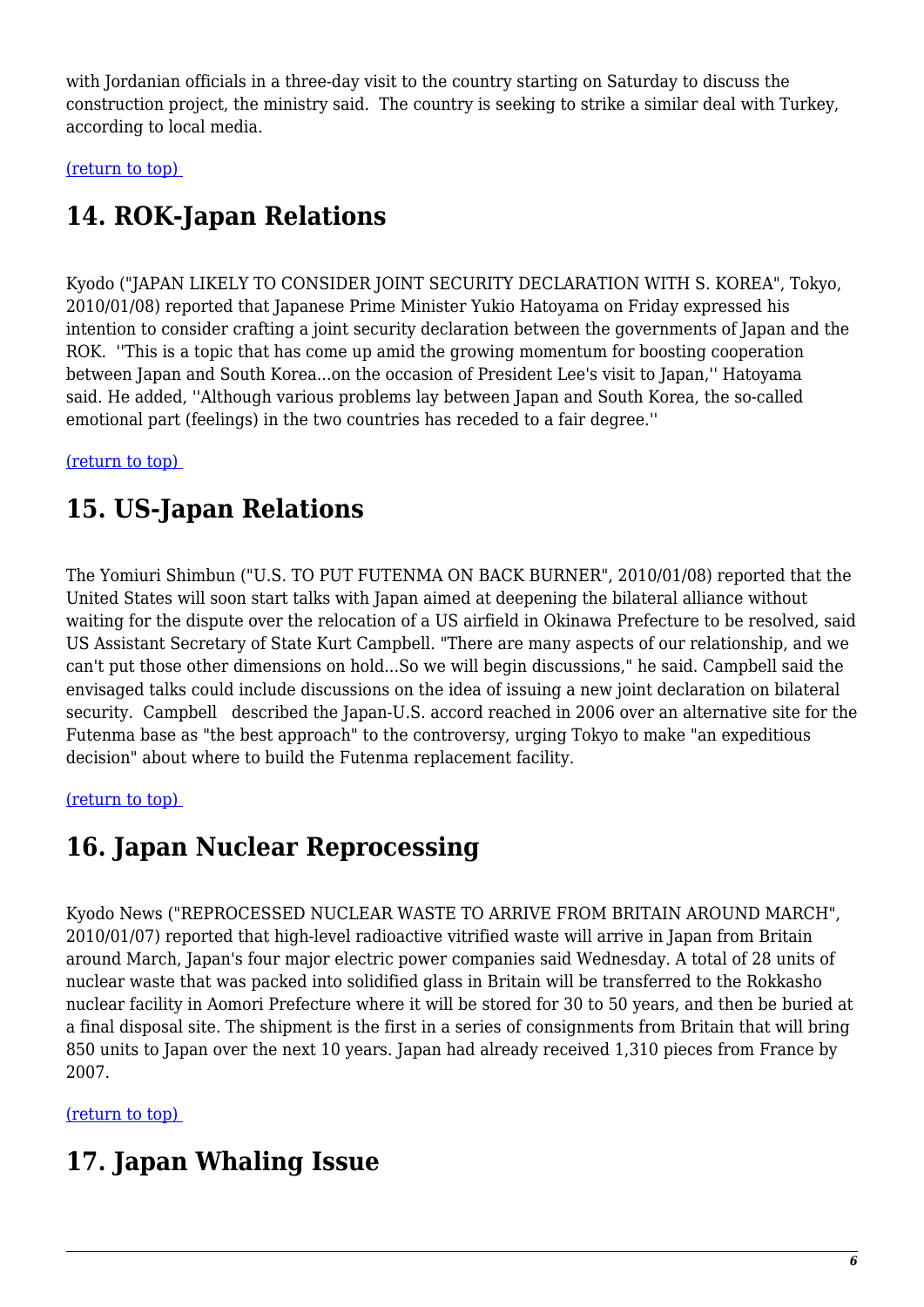with Jordanian officials in a three-day visit to the country starting on Saturday to discuss the construction project, the ministry said. The country is seeking to strike a similar deal with Turkey, according to local media.

(return to top)

## 14. ROK-Japan Relations

Kyodo ("JAPAN LIKELY TO CONSIDER JOINT SECURITY DECLARATION WITH S. KOREA", Tokyo, 2010/01/08) reported that Japanese Prime Minister Yukio Hatoyama on Friday expressed his intention to consider crafting a joint security declaration between the governments of Japan and the ROK. ''This is a topic that has come up amid the growing momentum for boosting cooperation between Japan and South Korea...on the occasion of President Lee's visit to Japan,'' Hatoyama said. He added, ''Although various problems lay between Japan and South Korea, the so-called emotional part (feelings) in the two countries has receded to a fair degree.''

(return to top)

## 15. US-Japan Relations

The Yomiuri Shimbun ("U.S. TO PUT FUTENMA ON BACK BURNER", 2010/01/08) reported that the United States will soon start talks with Japan aimed at deepening the bilateral alliance without waiting for the dispute over the relocation of a US airfield in Okinawa Prefecture to be resolved, said US Assistant Secretary of State Kurt Campbell. "There are many aspects of our relationship, and we can't put those other dimensions on hold...So we will begin discussions," he said. Campbell said the envisaged talks could include discussions on the idea of issuing a new joint declaration on bilateral security. Campbell described the Japan-U.S. accord reached in 2006 over an alternative site for the Futenma base as "the best approach" to the controversy, urging Tokyo to make "an expeditious decision" about where to build the Futenma replacement facility.

(return to top)

## 16. Japan Nuclear Reprocessing

Kyodo News ("REPROCESSED NUCLEAR WASTE TO ARRIVE FROM BRITAIN AROUND MARCH", 2010/01/07) reported that high-level radioactive vitrified waste will arrive in Japan from Britain around March, Japan's four major electric power companies said Wednesday. A total of 28 units of nuclear waste that was packed into solidified glass in Britain will be transferred to the Rokkasho nuclear facility in Aomori Prefecture where it will be stored for 30 to 50 years, and then be buried at a final disposal site. The shipment is the first in a series of consignments from Britain that will bring 850 units to Japan over the next 10 years. Japan had already received 1,310 pieces from France by 2007.

(return to top)

## 17. Japan Whaling Issue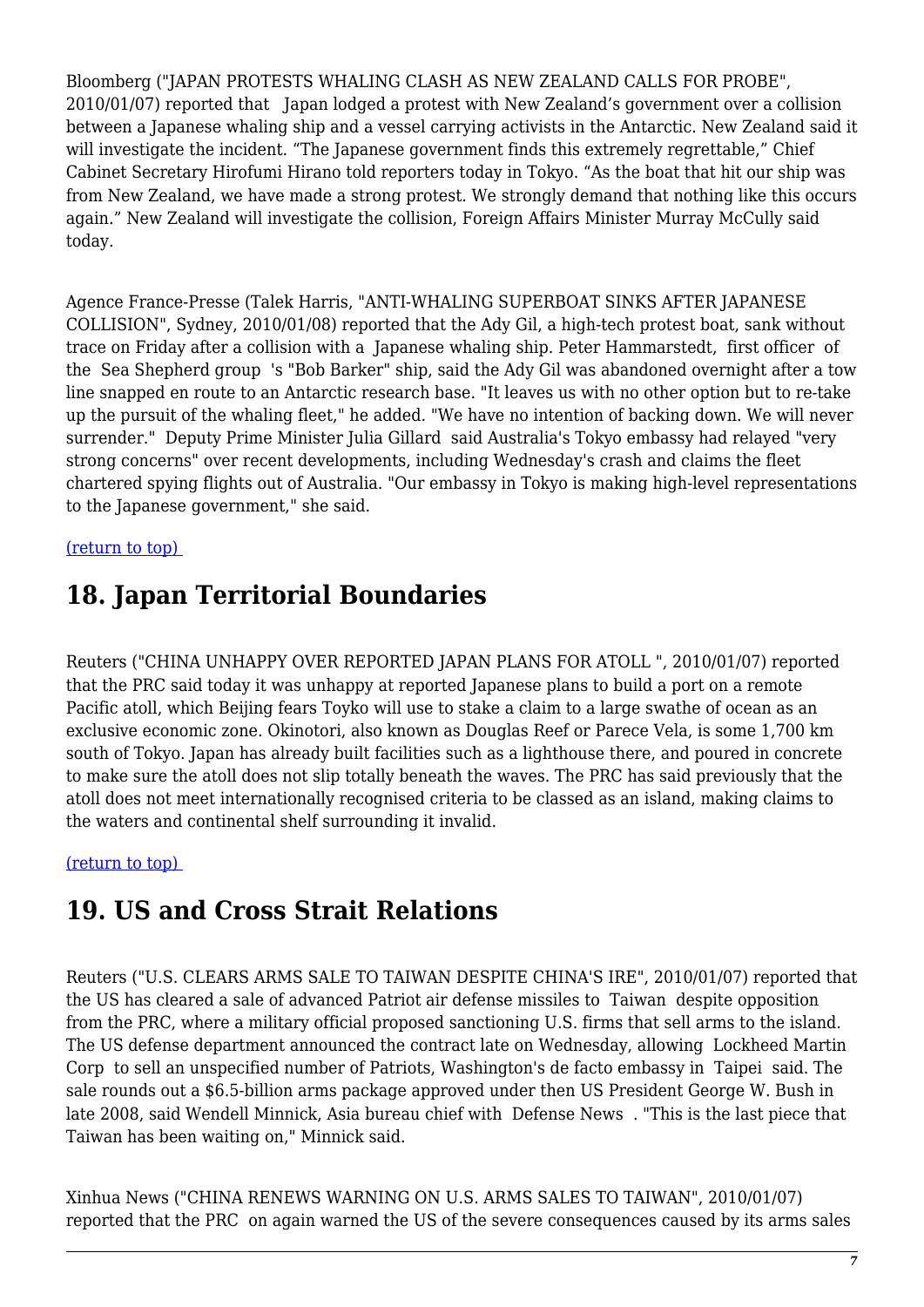Bloomberg ("JAPAN PROTESTS WHALING CLASH AS NEW ZEALAND CALLS FOR PROBE", 2010/01/07) reported that Japan lodged a protest with New Zealand's government over a collision between a Japanese whaling ship and a vessel carrying activists in the Antarctic. New Zealand said it will investigate the incident. "The Japanese government finds this extremely regrettable," Chief Cabinet Secretary Hirofumi Hirano told reporters today in Tokyo. "As the boat that hit our ship was from New Zealand, we have made a strong protest. We strongly demand that nothing like this occurs again." New Zealand will investigate the collision, Foreign Affairs Minister Murray McCully said today.

Agence France-Presse (Talek Harris, "ANTI-WHALING SUPERBOAT SINKS AFTER JAPANESE COLLISION", Sydney, 2010/01/08) reported that the Ady Gil, a high-tech protest boat, sank without trace on Friday after a collision with a Japanese whaling ship. Peter Hammarstedt, first officer of the Sea Shepherd group 's "Bob Barker" ship, said the Ady Gil was abandoned overnight after a tow line snapped en route to an Antarctic research base. "It leaves us with no other option but to re-take up the pursuit of the whaling fleet," he added. "We have no intention of backing down. We will never surrender." Deputy Prime Minister Julia Gillard said Australia's Tokyo embassy had relayed "very strong concerns" over recent developments, including Wednesday's crash and claims the fleet chartered spying flights out of Australia. "Our embassy in Tokyo is making high-level representations to the Japanese government," she said.

(return to top)

## 18. Japan Territorial Boundaries

Reuters ("CHINA UNHAPPY OVER REPORTED JAPAN PLANS FOR ATOLL ", 2010/01/07) reported that the PRC said today it was unhappy at reported Japanese plans to build a port on a remote Pacific atoll, which Beijing fears Toyko will use to stake a claim to a large swathe of ocean as an exclusive economic zone. Okinotori, also known as Douglas Reef or Parece Vela, is some 1,700 km south of Tokyo. Japan has already built facilities such as a lighthouse there, and poured in concrete to make sure the atoll does not slip totally beneath the waves. The PRC has said previously that the atoll does not meet internationally recognised criteria to be classed as an island, making claims to the waters and continental shelf surrounding it invalid.

(return to top)

## 19. US and Cross Strait Relations

Reuters ("U.S. CLEARS ARMS SALE TO TAIWAN DESPITE CHINA'S IRE", 2010/01/07) reported that the US has cleared a sale of advanced Patriot air defense missiles to Taiwan despite opposition from the PRC, where a military official proposed sanctioning U.S. firms that sell arms to the island. The US defense department announced the contract late on Wednesday, allowing Lockheed Martin Corp to sell an unspecified number of Patriots, Washington's de facto embassy in Taipei said. The sale rounds out a $6.5-billion arms package approved under then US President George W. Bush in late 2008, said Wendell Minnick, Asia bureau chief with Defense News . "This is the last piece that Taiwan has been waiting on," Minnick said.

Xinhua News ("CHINA RENEWS WARNING ON U.S. ARMS SALES TO TAIWAN", 2010/01/07) reported that the PRC on again warned the US of the severe consequences caused by its arms sales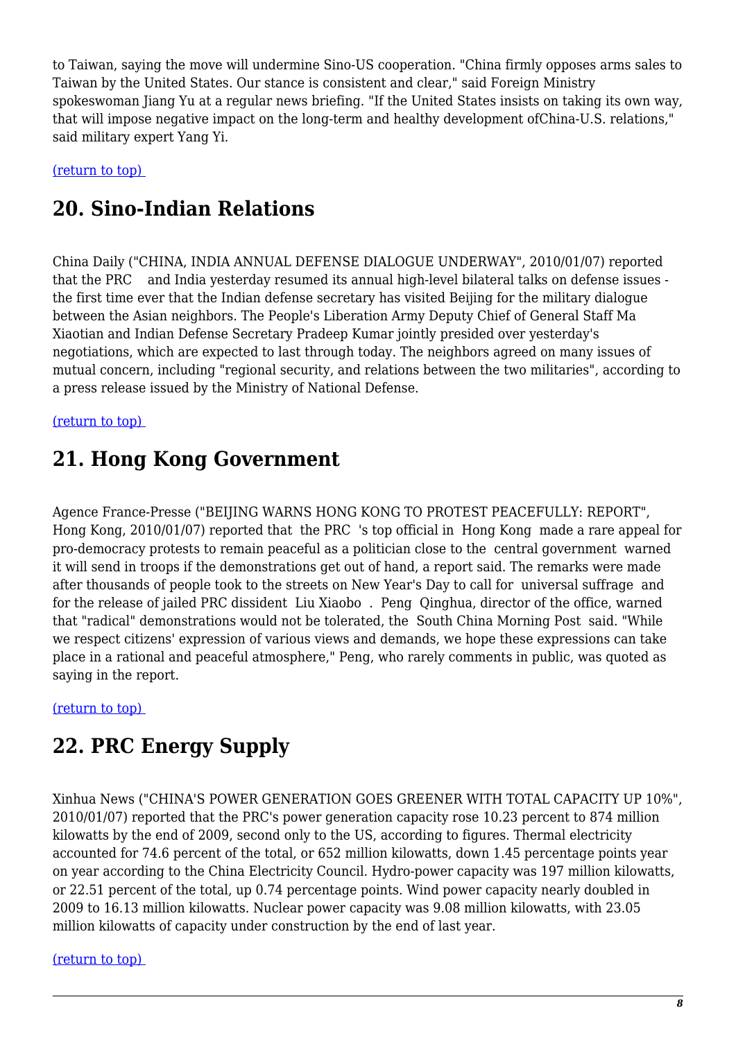to Taiwan, saying the move will undermine Sino-US cooperation. "China firmly opposes arms sales to Taiwan by the United States. Our stance is consistent and clear," said Foreign Ministry spokeswoman Jiang Yu at a regular news briefing. "If the United States insists on taking its own way, that will impose negative impact on the long-term and healthy development ofChina-U.S. relations," said military expert Yang Yi.

(return to top)

## 20. Sino-Indian Relations

China Daily ("CHINA, INDIA ANNUAL DEFENSE DIALOGUE UNDERWAY", 2010/01/07) reported that the PRC and India yesterday resumed its annual high-level bilateral talks on defense issues - the first time ever that the Indian defense secretary has visited Beijing for the military dialogue between the Asian neighbors. The People's Liberation Army Deputy Chief of General Staff Ma Xiaotian and Indian Defense Secretary Pradeep Kumar jointly presided over yesterday's negotiations, which are expected to last through today. The neighbors agreed on many issues of mutual concern, including "regional security, and relations between the two militaries", according to a press release issued by the Ministry of National Defense.

(return to top)

## 21. Hong Kong Government

Agence France-Presse ("BEIJING WARNS HONG KONG TO PROTEST PEACEFULLY: REPORT", Hong Kong, 2010/01/07) reported that the PRC 's top official in Hong Kong made a rare appeal for pro-democracy protests to remain peaceful as a politician close to the central government warned it will send in troops if the demonstrations get out of hand, a report said. The remarks were made after thousands of people took to the streets on New Year's Day to call for universal suffrage and for the release of jailed PRC dissident Liu Xiaobo . Peng Qinghua, director of the office, warned that "radical" demonstrations would not be tolerated, the South China Morning Post said. "While we respect citizens' expression of various views and demands, we hope these expressions can take place in a rational and peaceful atmosphere," Peng, who rarely comments in public, was quoted as saying in the report.

(return to top)

## 22. PRC Energy Supply

Xinhua News ("CHINA'S POWER GENERATION GOES GREENER WITH TOTAL CAPACITY UP 10%", 2010/01/07) reported that the PRC's power generation capacity rose 10.23 percent to 874 million kilowatts by the end of 2009, second only to the US, according to figures. Thermal electricity accounted for 74.6 percent of the total, or 652 million kilowatts, down 1.45 percentage points year on year according to the China Electricity Council. Hydro-power capacity was 197 million kilowatts, or 22.51 percent of the total, up 0.74 percentage points. Wind power capacity nearly doubled in 2009 to 16.13 million kilowatts. Nuclear power capacity was 9.08 million kilowatts, with 23.05 million kilowatts of capacity under construction by the end of last year.

(return to top)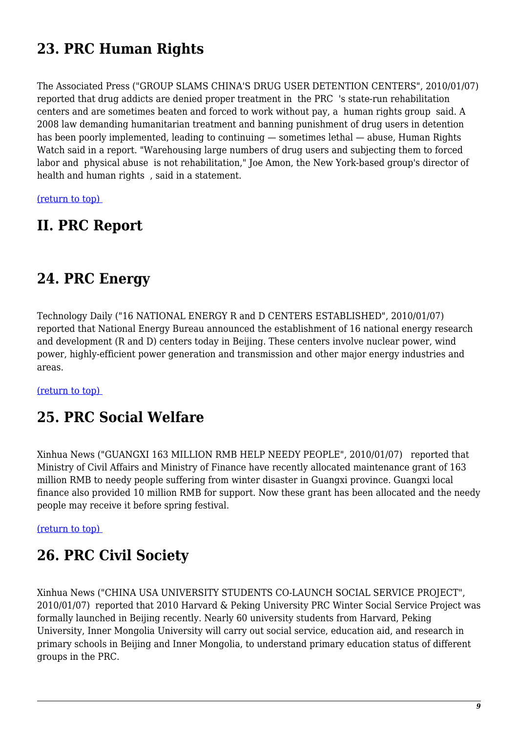## 23. PRC Human Rights

The Associated Press ("GROUP SLAMS CHINA'S DRUG USER DETENTION CENTERS", 2010/01/07) reported that drug addicts are denied proper treatment in the PRC 's state-run rehabilitation centers and are sometimes beaten and forced to work without pay, a human rights group said. A 2008 law demanding humanitarian treatment and banning punishment of drug users in detention has been poorly implemented, leading to continuing — sometimes lethal — abuse, Human Rights Watch said in a report. "Warehousing large numbers of drug users and subjecting them to forced labor and physical abuse is not rehabilitation," Joe Amon, the New York-based group's director of health and human rights , said in a statement.

(return to top)

# II. PRC Report

## 24. PRC Energy

Technology Daily ("16 NATIONAL ENERGY R and D CENTERS ESTABLISHED", 2010/01/07) reported that National Energy Bureau announced the establishment of 16 national energy research and development (R and D) centers today in Beijing. These centers involve nuclear power, wind power, highly-efficient power generation and transmission and other major energy industries and areas.

(return to top)

## 25. PRC Social Welfare

Xinhua News ("GUANGXI 163 MILLION RMB HELP NEEDY PEOPLE", 2010/01/07) reported that Ministry of Civil Affairs and Ministry of Finance have recently allocated maintenance grant of 163 million RMB to needy people suffering from winter disaster in Guangxi province. Guangxi local finance also provided 10 million RMB for support. Now these grant has been allocated and the needy people may receive it before spring festival.

(return to top)

## 26. PRC Civil Society

Xinhua News ("CHINA USA UNIVERSITY STUDENTS CO-LAUNCH SOCIAL SERVICE PROJECT", 2010/01/07) reported that 2010 Harvard & Peking University PRC Winter Social Service Project was formally launched in Beijing recently. Nearly 60 university students from Harvard, Peking University, Inner Mongolia University will carry out social service, education aid, and research in primary schools in Beijing and Inner Mongolia, to understand primary education status of different groups in the PRC.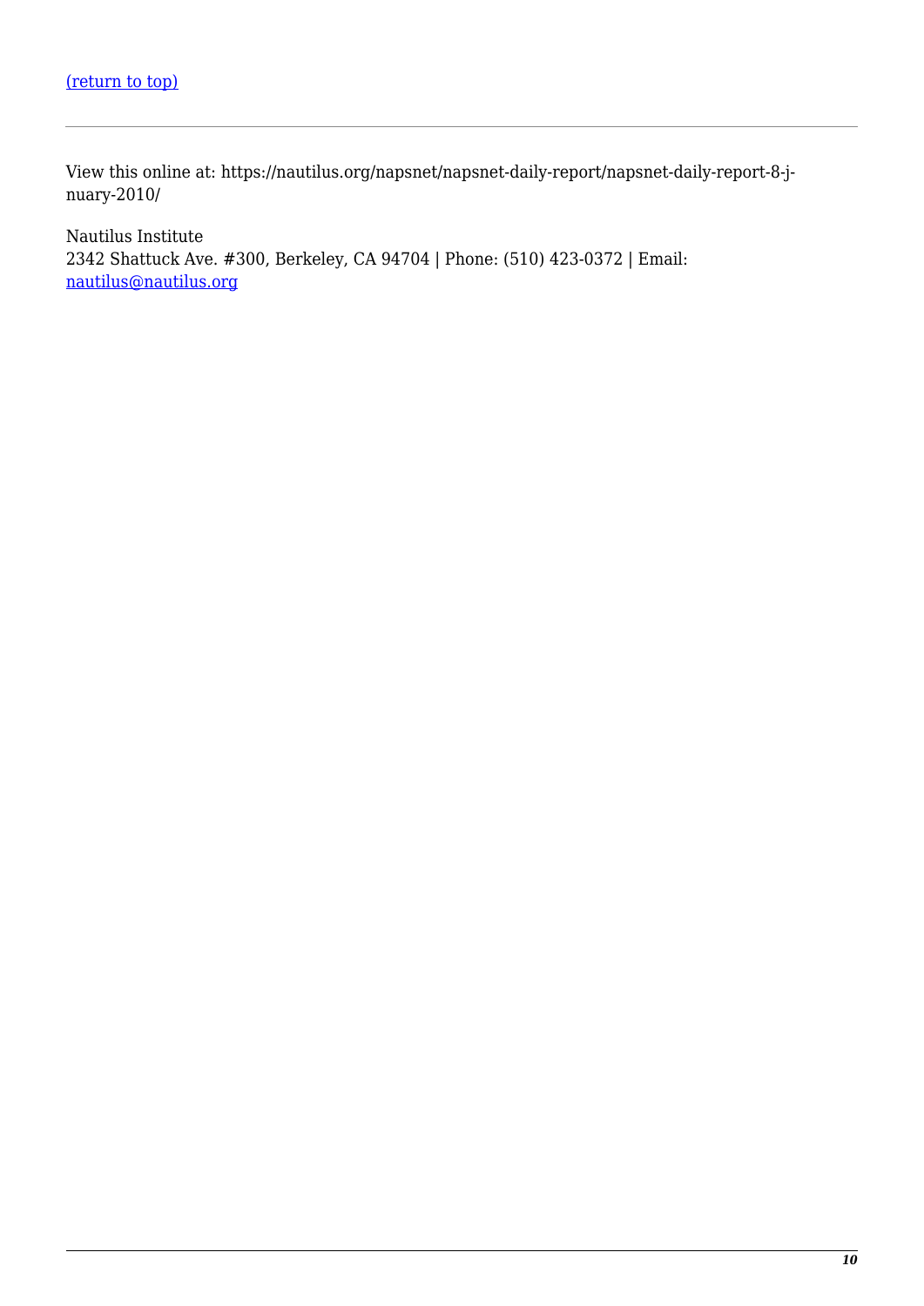[(return to top)](#)

---

View this online at: https://nautilus.org/napsnet/napsnet-daily-report/napsnet-daily-report-8-j-nuary-2010/

Nautilus Institute
2342 Shattuck Ave. #300, Berkeley, CA 94704 | Phone: (510) 423-0372 | Email: [nautilus@nautilus.org](mailto:nautilus@nautilus.org)